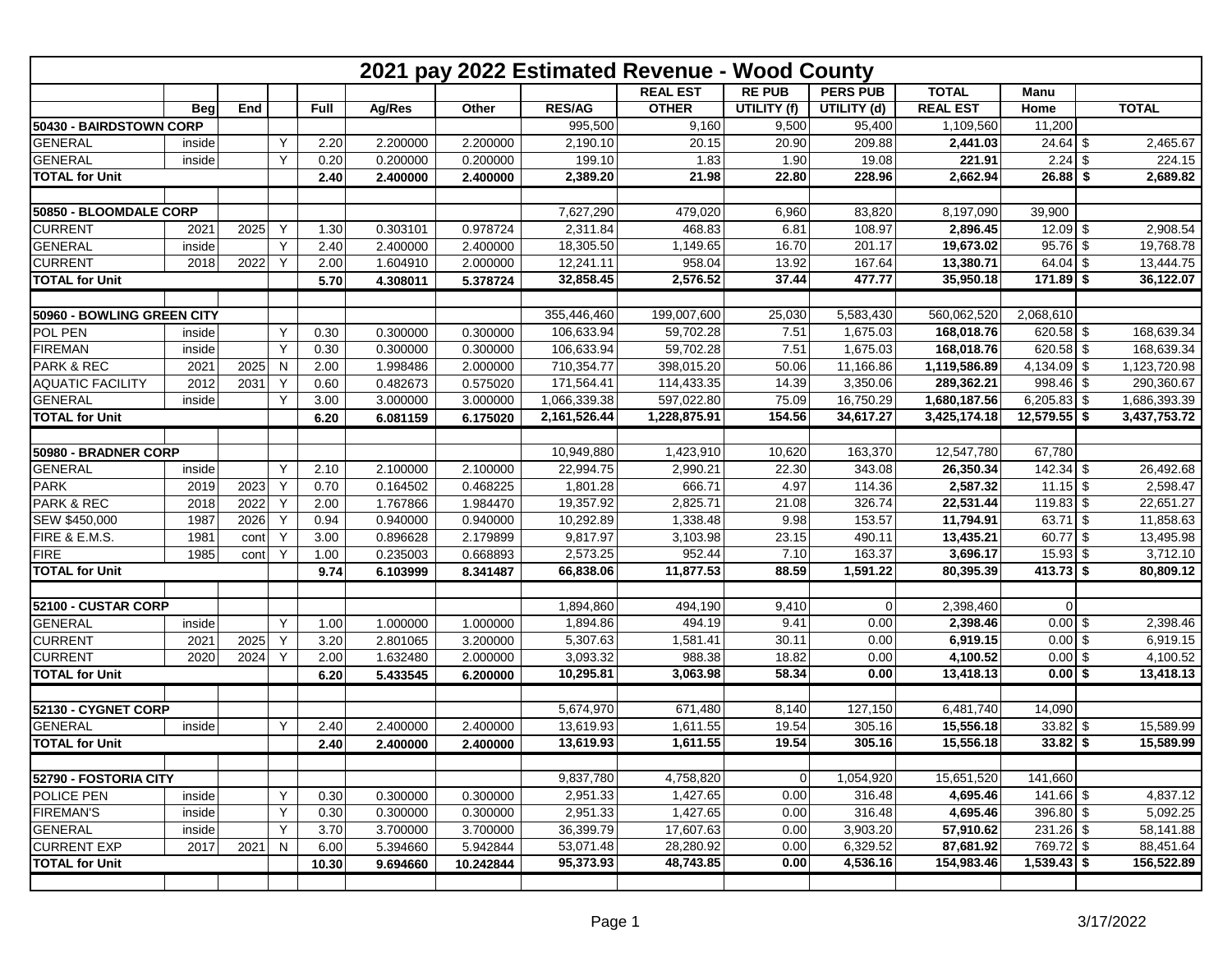# 2021 pay 2022 Estimated Revenue - Wood County

| | Beg | End | | Full | Ag/Res | Other | RES/AG | REAL EST OTHER | RE PUB UTILITY (f) | PERS PUB UTILITY (d) | TOTAL REAL EST | Manu Home | TOTAL |
|---|---|---|---|---|---|---|---|---|---|---|---|---|---|
| **50430 - BAIRDSTOWN CORP** | | | | | | | 995,500 | 9,160 | 9,500 | 95,400 | 1,109,560 | 11,200 | |
| GENERAL | inside | | Y | 2.20 | 2.200000 | 2.200000 | 2,190.10 | 20.15 | 20.90 | 209.88 | **2,441.03** | 24.64 | $ 2,465.67 |
| GENERAL | inside | | Y | 0.20 | 0.200000 | 0.200000 | 199.10 | 1.83 | 1.90 | 19.08 | **221.91** | 2.24 | $ 224.15 |
| **TOTAL for Unit** | | | | **2.40** | **2.400000** | **2.400000** | **2,389.20** | **21.98** | **22.80** | **228.96** | **2,662.94** | **26.88** | **$ 2,689.82** |
| | | | | | | | | | | | | | |
| **50850 - BLOOMDALE CORP** | | | | | | | 7,627,290 | 479,020 | 6,960 | 83,820 | 8,197,090 | 39,900 | |
| CURRENT | 2021 | 2025 | Y | 1.30 | 0.303101 | 0.978724 | 2,311.84 | 468.83 | 6.81 | 108.97 | **2,896.45** | 12.09 | $ 2,908.54 |
| GENERAL | inside | | Y | 2.40 | 2.400000 | 2.400000 | 18,305.50 | 1,149.65 | 16.70 | 201.17 | **19,673.02** | 95.76 | $ 19,768.78 |
| CURRENT | 2018 | 2022 | Y | 2.00 | 1.604910 | 2.000000 | 12,241.11 | 958.04 | 13.92 | 167.64 | **13,380.71** | 64.04 | $ 13,444.75 |
| **TOTAL for Unit** | | | | **5.70** | **4.308011** | **5.378724** | **32,858.45** | **2,576.52** | **37.44** | **477.77** | **35,950.18** | **171.89** | **$ 36,122.07** |
| | | | | | | | | | | | | | |
| **50960 - BOWLING GREEN CITY** | | | | | | | 355,446,460 | 199,007,600 | 25,030 | 5,583,430 | 560,062,520 | 2,068,610 | |
| POL PEN | inside | | Y | 0.30 | 0.300000 | 0.300000 | 106,633.94 | 59,702.28 | 7.51 | 1,675.03 | **168,018.76** | 620.58 | $ 168,639.34 |
| FIREMAN | inside | | Y | 0.30 | 0.300000 | 0.300000 | 106,633.94 | 59,702.28 | 7.51 | 1,675.03 | **168,018.76** | 620.58 | $ 168,639.34 |
| PARK & REC | 2021 | 2025 | N | 2.00 | 1.998486 | 2.000000 | 710,354.77 | 398,015.20 | 50.06 | 11,166.86 | **1,119,586.89** | 4,134.09 | $ 1,123,720.98 |
| AQUATIC FACILITY | 2012 | 2031 | Y | 0.60 | 0.482673 | 0.575020 | 171,564.41 | 114,433.35 | 14.39 | 3,350.06 | **289,362.21** | 998.46 | $ 290,360.67 |
| GENERAL | inside | | Y | 3.00 | 3.000000 | 3.000000 | 1,066,339.38 | 597,022.80 | 75.09 | 16,750.29 | **1,680,187.56** | 6,205.83 | $ 1,686,393.39 |
| **TOTAL for Unit** | | | | **6.20** | **6.081159** | **6.175020** | **2,161,526.44** | **1,228,875.91** | **154.56** | **34,617.27** | **3,425,174.18** | **12,579.55** | **$ 3,437,753.72** |
| | | | | | | | | | | | | | |
| **50980 - BRADNER CORP** | | | | | | | 10,949,880 | 1,423,910 | 10,620 | 163,370 | 12,547,780 | 67,780 | |
| GENERAL | inside | | Y | 2.10 | 2.100000 | 2.100000 | 22,994.75 | 2,990.21 | 22.30 | 343.08 | **26,350.34** | 142.34 | $ 26,492.68 |
| PARK | 2019 | 2023 | Y | 0.70 | 0.164502 | 0.468225 | 1,801.28 | 666.71 | 4.97 | 114.36 | **2,587.32** | 11.15 | $ 2,598.47 |
| PARK & REC | 2018 | 2022 | Y | 2.00 | 1.767866 | 1.984470 | 19,357.92 | 2,825.71 | 21.08 | 326.74 | **22,531.44** | 119.83 | $ 22,651.27 |
| SEW $450,000 | 1987 | 2026 | Y | 0.94 | 0.940000 | 0.940000 | 10,292.89 | 1,338.48 | 9.98 | 153.57 | **11,794.91** | 63.71 | $ 11,858.63 |
| FIRE & E.M.S. | 1981 | cont | Y | 3.00 | 0.896628 | 2.179899 | 9,817.97 | 3,103.98 | 23.15 | 490.11 | **13,435.21** | 60.77 | $ 13,495.98 |
| FIRE | 1985 | cont | Y | 1.00 | 0.235003 | 0.668893 | 2,573.25 | 952.44 | 7.10 | 163.37 | **3,696.17** | 15.93 | $ 3,712.10 |
| **TOTAL for Unit** | | | | **9.74** | **6.103999** | **8.341487** | **66,838.06** | **11,877.53** | **88.59** | **1,591.22** | **80,395.39** | **413.73** | **$ 80,809.12** |
| | | | | | | | | | | | | | |
| **52100 - CUSTAR CORP** | | | | | | | 1,894,860 | 494,190 | 9,410 | 0 | 2,398,460 | 0 | |
| GENERAL | inside | | Y | 1.00 | 1.000000 | 1.000000 | 1,894.86 | 494.19 | 9.41 | 0.00 | **2,398.46** | 0.00 | $ 2,398.46 |
| CURRENT | 2021 | 2025 | Y | 3.20 | 2.801065 | 3.200000 | 5,307.63 | 1,581.41 | 30.11 | 0.00 | **6,919.15** | 0.00 | $ 6,919.15 |
| CURRENT | 2020 | 2024 | Y | 2.00 | 1.632480 | 2.000000 | 3,093.32 | 988.38 | 18.82 | 0.00 | **4,100.52** | 0.00 | $ 4,100.52 |
| **TOTAL for Unit** | | | | **6.20** | **5.433545** | **6.200000** | **10,295.81** | **3,063.98** | **58.34** | **0.00** | **13,418.13** | **0.00** | **$ 13,418.13** |
| | | | | | | | | | | | | | |
| **52130 - CYGNET CORP** | | | | | | | 5,674,970 | 671,480 | 8,140 | 127,150 | 6,481,740 | 14,090 | |
| GENERAL | inside | | Y | 2.40 | 2.400000 | 2.400000 | 13,619.93 | 1,611.55 | 19.54 | 305.16 | **15,556.18** | 33.82 | $ 15,589.99 |
| **TOTAL for Unit** | | | | **2.40** | **2.400000** | **2.400000** | **13,619.93** | **1,611.55** | **19.54** | **305.16** | **15,556.18** | **33.82** | **$ 15,589.99** |
| | | | | | | | | | | | | | |
| **52790 - FOSTORIA CITY** | | | | | | | 9,837,780 | 4,758,820 | 0 | 1,054,920 | 15,651,520 | 141,660 | |
| POLICE PEN | inside | | Y | 0.30 | 0.300000 | 0.300000 | 2,951.33 | 1,427.65 | 0.00 | 316.48 | **4,695.46** | 141.66 | $ 4,837.12 |
| FIREMAN'S | inside | | Y | 0.30 | 0.300000 | 0.300000 | 2,951.33 | 1,427.65 | 0.00 | 316.48 | **4,695.46** | 396.80 | $ 5,092.25 |
| GENERAL | inside | | Y | 3.70 | 3.700000 | 3.700000 | 36,399.79 | 17,607.63 | 0.00 | 3,903.20 | **57,910.62** | 231.26 | $ 58,141.88 |
| CURRENT EXP | 2017 | 2021 | N | 6.00 | 5.394660 | 5.942844 | 53,071.48 | 28,280.92 | 0.00 | 6,329.52 | **87,681.92** | 769.72 | $ 88,451.64 |
| **TOTAL for Unit** | | | | **10.30** | **9.694660** | **10.242844** | **95,373.93** | **48,743.85** | **0.00** | **4,536.16** | **154,983.46** | **1,539.43** | **$ 156,522.89** |

3/17/2022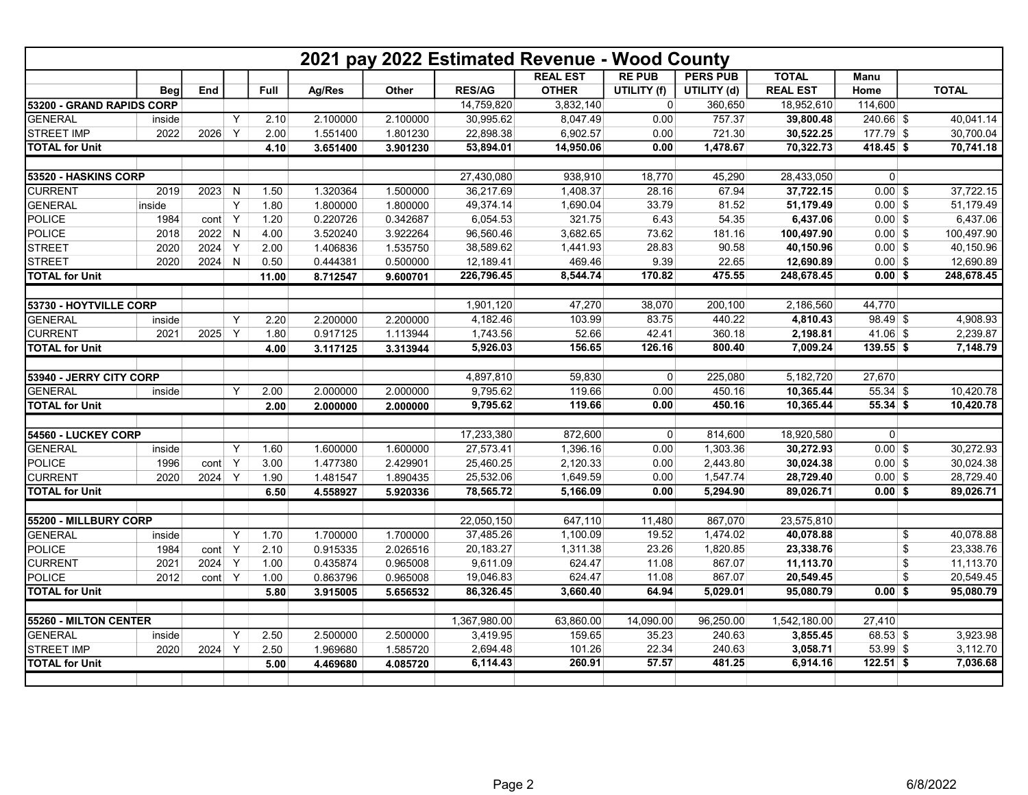# 2021 pay 2022 Estimated Revenue - Wood County

| | Beg | End | | Full | Ag/Res | Other | RES/AG | REAL EST OTHER | RE PUB UTILITY (f) | PERS PUB UTILITY (d) | TOTAL REAL EST | Manu Home | TOTAL |
|---|---|---|---|---|---|---|---|---|---|---|---|---|---|
| **53200 - GRAND RAPIDS CORP** | | | | | | | 14,759,820 | 3,832,140 | 0 | 360,650 | 18,952,610 | 114,600 | |
| GENERAL | inside | | Y | 2.10 | 2.100000 | 2.100000 | 30,995.62 | 8,047.49 | 0.00 | 757.37 | **39,800.48** | 240.66 | $ 40,041.14 |
| STREET IMP | 2022 | 2026 | Y | 2.00 | 1.551400 | 1.801230 | 22,898.38 | 6,902.57 | 0.00 | 721.30 | **30,522.25** | 177.79 | $ 30,700.04 |
| **TOTAL for Unit** | | | | **4.10** | **3.651400** | **3.901230** | **53,894.01** | **14,950.06** | **0.00** | **1,478.67** | **70,322.73** | **418.45** | **$ 70,741.18** |
| | | | | | | | | | | | | | |
| **53520 - HASKINS CORP** | | | | | | | 27,430,080 | 938,910 | 18,770 | 45,290 | 28,433,050 | 0 | |
| CURRENT | 2019 | 2023 | N | 1.50 | 1.320364 | 1.500000 | 36,217.69 | 1,408.37 | 28.16 | 67.94 | **37,722.15** | 0.00 | $ 37,722.15 |
| GENERAL | inside | | Y | 1.80 | 1.800000 | 1.800000 | 49,374.14 | 1,690.04 | 33.79 | 81.52 | **51,179.49** | 0.00 | $ 51,179.49 |
| POLICE | 1984 | cont | Y | 1.20 | 0.220726 | 0.342687 | 6,054.53 | 321.75 | 6.43 | 54.35 | **6,437.06** | 0.00 | $ 6,437.06 |
| POLICE | 2018 | 2022 | N | 4.00 | 3.520240 | 3.922264 | 96,560.46 | 3,682.65 | 73.62 | 181.16 | **100,497.90** | 0.00 | $ 100,497.90 |
| STREET | 2020 | 2024 | Y | 2.00 | 1.406836 | 1.535750 | 38,589.62 | 1,441.93 | 28.83 | 90.58 | **40,150.96** | 0.00 | $ 40,150.96 |
| STREET | 2020 | 2024 | N | 0.50 | 0.444381 | 0.500000 | 12,189.41 | 469.46 | 9.39 | 22.65 | **12,690.89** | 0.00 | $ 12,690.89 |
| **TOTAL for Unit** | | | | **11.00** | **8.712547** | **9.600701** | **226,796.45** | **8,544.74** | **170.82** | **475.55** | **248,678.45** | **0.00** | **$ 248,678.45** |
| | | | | | | | | | | | | | |
| **53730 - HOYTVILLE CORP** | | | | | | | 1,901,120 | 47,270 | 38,070 | 200,100 | 2,186,560 | 44,770 | |
| GENERAL | inside | | Y | 2.20 | 2.200000 | 2.200000 | 4,182.46 | 103.99 | 83.75 | 440.22 | **4,810.43** | 98.49 | $ 4,908.93 |
| CURRENT | 2021 | 2025 | Y | 1.80 | 0.917125 | 1.113944 | 1,743.56 | 52.66 | 42.41 | 360.18 | **2,198.81** | 41.06 | $ 2,239.87 |
| **TOTAL for Unit** | | | | **4.00** | **3.117125** | **3.313944** | **5,926.03** | **156.65** | **126.16** | **800.40** | **7,009.24** | **139.55** | **$ 7,148.79** |
| | | | | | | | | | | | | | |
| **53940 - JERRY CITY CORP** | | | | | | | 4,897,810 | 59,830 | 0 | 225,080 | 5,182,720 | 27,670 | |
| GENERAL | inside | | Y | 2.00 | 2.000000 | 2.000000 | 9,795.62 | 119.66 | 0.00 | 450.16 | **10,365.44** | 55.34 | $ 10,420.78 |
| **TOTAL for Unit** | | | | **2.00** | **2.000000** | **2.000000** | **9,795.62** | **119.66** | **0.00** | **450.16** | **10,365.44** | **55.34** | **$ 10,420.78** |
| | | | | | | | | | | | | | |
| **54560 - LUCKEY CORP** | | | | | | | 17,233,380 | 872,600 | 0 | 814,600 | 18,920,580 | 0 | |
| GENERAL | inside | | Y | 1.60 | 1.600000 | 1.600000 | 27,573.41 | 1,396.16 | 0.00 | 1,303.36 | **30,272.93** | 0.00 | $ 30,272.93 |
| POLICE | 1996 | cont | Y | 3.00 | 1.477380 | 2.429901 | 25,460.25 | 2,120.33 | 0.00 | 2,443.80 | **30,024.38** | 0.00 | $ 30,024.38 |
| CURRENT | 2020 | 2024 | Y | 1.90 | 1.481547 | 1.890435 | 25,532.06 | 1,649.59 | 0.00 | 1,547.74 | **28,729.40** | 0.00 | $ 28,729.40 |
| **TOTAL for Unit** | | | | **6.50** | **4.558927** | **5.920336** | **78,565.72** | **5,166.09** | **0.00** | **5,294.90** | **89,026.71** | **0.00** | **$ 89,026.71** |
| | | | | | | | | | | | | | |
| **55200 - MILLBURY CORP** | | | | | | | 22,050,150 | 647,110 | 11,480 | 867,070 | 23,575,810 | | |
| GENERAL | inside | | Y | 1.70 | 1.700000 | 1.700000 | 37,485.26 | 1,100.09 | 19.52 | 1,474.02 | **40,078.88** | | $ 40,078.88 |
| POLICE | 1984 | cont | Y | 2.10 | 0.915335 | 2.026516 | 20,183.27 | 1,311.38 | 23.26 | 1,820.85 | **23,338.76** | | $ 23,338.76 |
| CURRENT | 2021 | 2024 | Y | 1.00 | 0.435874 | 0.965008 | 9,611.09 | 624.47 | 11.08 | 867.07 | **11,113.70** | | $ 11,113.70 |
| POLICE | 2012 | cont | Y | 1.00 | 0.863796 | 0.965008 | 19,046.83 | 624.47 | 11.08 | 867.07 | **20,549.45** | | $ 20,549.45 |
| **TOTAL for Unit** | | | | **5.80** | **3.915005** | **5.656532** | **86,326.45** | **3,660.40** | **64.94** | **5,029.01** | **95,080.79** | **0.00** | **$ 95,080.79** |
| | | | | | | | | | | | | | |
| **55260 - MILTON CENTER** | | | | | | | 1,367,980.00 | 63,860.00 | 14,090.00 | 96,250.00 | 1,542,180.00 | 27,410 | |
| GENERAL | inside | | Y | 2.50 | 2.500000 | 2.500000 | 3,419.95 | 159.65 | 35.23 | 240.63 | **3,855.45** | 68.53 | $ 3,923.98 |
| STREET IMP | 2020 | 2024 | Y | 2.50 | 1.969680 | 1.585720 | 2,694.48 | 101.26 | 22.34 | 240.63 | **3,058.71** | 53.99 | $ 3,112.70 |
| **TOTAL for Unit** | | | | **5.00** | **4.469680** | **4.085720** | **6,114.43** | **260.91** | **57.57** | **481.25** | **6,914.16** | **122.51** | **$ 7,036.68** |

6/8/2022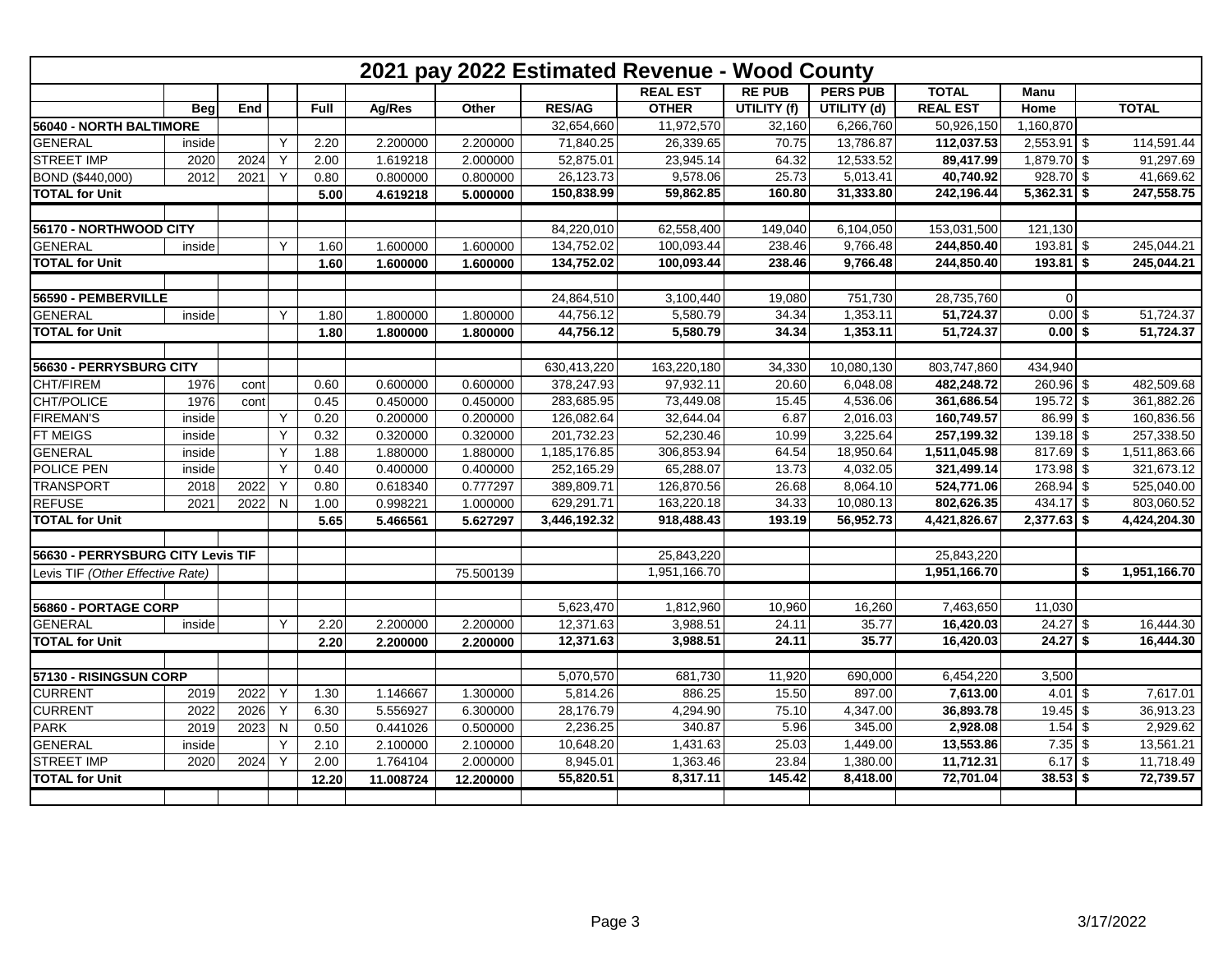# 2021 pay 2022 Estimated Revenue - Wood County

| | Beg | End | | Full | Ag/Res | Other | RES/AG | REAL EST OTHER | RE PUB UTILITY (f) | PERS PUB UTILITY (d) | TOTAL REAL EST | Manu Home | TOTAL |
|---|---|---|---|---|---|---|---|---|---|---|---|---|---|
| **56040 - NORTH BALTIMORE** | | | | | | | 32,654,660 | 11,972,570 | 32,160 | 6,266,760 | 50,926,150 | 1,160,870 | |
| GENERAL | inside | | Y | 2.20 | 2.200000 | 2.200000 | 71,840.25 | 26,339.65 | 70.75 | 13,786.87 | **112,037.53** | 2,553.91 | $ 114,591.44 |
| STREET IMP | 2020 | 2024 | Y | 2.00 | 1.619218 | 2.000000 | 52,875.01 | 23,945.14 | 64.32 | 12,533.52 | **89,417.99** | 1,879.70 | $ 91,297.69 |
| BOND ($440,000) | 2012 | 2021 | Y | 0.80 | 0.800000 | 0.800000 | 26,123.73 | 9,578.06 | 25.73 | 5,013.41 | **40,740.92** | 928.70 | $ 41,669.62 |
| **TOTAL for Unit** | | | | **5.00** | **4.619218** | **5.000000** | **150,838.99** | **59,862.85** | **160.80** | **31,333.80** | **242,196.44** | **5,362.31** | **$ 247,558.75** |
| | | | | | | | | | | | | | |
| **56170 - NORTHWOOD CITY** | | | | | | | 84,220,010 | 62,558,400 | 149,040 | 6,104,050 | 153,031,500 | 121,130 | |
| GENERAL | inside | | Y | 1.60 | 1.600000 | 1.600000 | 134,752.02 | 100,093.44 | 238.46 | 9,766.48 | **244,850.40** | 193.81 | $ 245,044.21 |
| **TOTAL for Unit** | | | | **1.60** | **1.600000** | **1.600000** | **134,752.02** | **100,093.44** | **238.46** | **9,766.48** | **244,850.40** | **193.81** | **$ 245,044.21** |
| | | | | | | | | | | | | | |
| **56590 - PEMBERVILLE** | | | | | | | 24,864,510 | 3,100,440 | 19,080 | 751,730 | 28,735,760 | 0 | |
| GENERAL | inside | | Y | 1.80 | 1.800000 | 1.800000 | 44,756.12 | 5,580.79 | 34.34 | 1,353.11 | **51,724.37** | 0.00 | $ 51,724.37 |
| **TOTAL for Unit** | | | | **1.80** | **1.800000** | **1.800000** | **44,756.12** | **5,580.79** | **34.34** | **1,353.11** | **51,724.37** | **0.00** | **$ 51,724.37** |
| | | | | | | | | | | | | | |
| **56630 - PERRYSBURG CITY** | | | | | | | 630,413,220 | 163,220,180 | 34,330 | 10,080,130 | 803,747,860 | 434,940 | |
| CHT/FIREM | 1976 | cont | | 0.60 | 0.600000 | 0.600000 | 378,247.93 | 97,932.11 | 20.60 | 6,048.08 | **482,248.72** | 260.96 | $ 482,509.68 |
| CHT/POLICE | 1976 | cont | | 0.45 | 0.450000 | 0.450000 | 283,685.95 | 73,449.08 | 15.45 | 4,536.06 | **361,686.54** | 195.72 | $ 361,882.26 |
| FIREMAN'S | inside | | Y | 0.20 | 0.200000 | 0.200000 | 126,082.64 | 32,644.04 | 6.87 | 2,016.03 | **160,749.57** | 86.99 | $ 160,836.56 |
| FT MEIGS | inside | | Y | 0.32 | 0.320000 | 0.320000 | 201,732.23 | 52,230.46 | 10.99 | 3,225.64 | **257,199.32** | 139.18 | $ 257,338.50 |
| GENERAL | inside | | Y | 1.88 | 1.880000 | 1.880000 | 1,185,176.85 | 306,853.94 | 64.54 | 18,950.64 | **1,511,045.98** | 817.69 | $ 1,511,863.66 |
| POLICE PEN | inside | | Y | 0.40 | 0.400000 | 0.400000 | 252,165.29 | 65,288.07 | 13.73 | 4,032.05 | **321,499.14** | 173.98 | $ 321,673.12 |
| TRANSPORT | 2018 | 2022 | Y | 0.80 | 0.618340 | 0.777297 | 389,809.71 | 126,870.56 | 26.68 | 8,064.10 | **524,771.06** | 268.94 | $ 525,040.00 |
| REFUSE | 2021 | 2022 | N | 1.00 | 0.998221 | 1.000000 | 629,291.71 | 163,220.18 | 34.33 | 10,080.13 | **802,626.35** | 434.17 | $ 803,060.52 |
| **TOTAL for Unit** | | | | **5.65** | **5.466561** | **5.627297** | **3,446,192.32** | **918,488.43** | **193.19** | **56,952.73** | **4,421,826.67** | **2,377.63** | **$ 4,424,204.30** |
| | | | | | | | | | | | | | |
| **56630 - PERRYSBURG CITY Levis TIF** | | | | | | | | 25,843,220 | | | 25,843,220 | | |
| Levis TIF *(Other Effective Rate)* | | | | | | 75.500139 | | 1,951,166.70 | | | **1,951,166.70** | | **$ 1,951,166.70** |
| | | | | | | | | | | | | | |
| **56860 - PORTAGE CORP** | | | | | | | 5,623,470 | 1,812,960 | 10,960 | 16,260 | 7,463,650 | 11,030 | |
| GENERAL | inside | | Y | 2.20 | 2.200000 | 2.200000 | 12,371.63 | 3,988.51 | 24.11 | 35.77 | **16,420.03** | 24.27 | $ 16,444.30 |
| **TOTAL for Unit** | | | | **2.20** | **2.200000** | **2.200000** | **12,371.63** | **3,988.51** | **24.11** | **35.77** | **16,420.03** | **24.27** | **$ 16,444.30** |
| | | | | | | | | | | | | | |
| **57130 - RISINGSUN CORP** | | | | | | | 5,070,570 | 681,730 | 11,920 | 690,000 | 6,454,220 | 3,500 | |
| CURRENT | 2019 | 2022 | Y | 1.30 | 1.146667 | 1.300000 | 5,814.26 | 886.25 | 15.50 | 897.00 | **7,613.00** | 4.01 | $ 7,617.01 |
| CURRENT | 2022 | 2026 | Y | 6.30 | 5.556927 | 6.300000 | 28,176.79 | 4,294.90 | 75.10 | 4,347.00 | **36,893.78** | 19.45 | $ 36,913.23 |
| PARK | 2019 | 2023 | N | 0.50 | 0.441026 | 0.500000 | 2,236.25 | 340.87 | 5.96 | 345.00 | **2,928.08** | 1.54 | $ 2,929.62 |
| GENERAL | inside | | Y | 2.10 | 2.100000 | 2.100000 | 10,648.20 | 1,431.63 | 25.03 | 1,449.00 | **13,553.86** | 7.35 | $ 13,561.21 |
| STREET IMP | 2020 | 2024 | Y | 2.00 | 1.764104 | 2.000000 | 8,945.01 | 1,363.46 | 23.84 | 1,380.00 | **11,712.31** | 6.17 | $ 11,718.49 |
| **TOTAL for Unit** | | | | **12.20** | **11.008724** | **12.200000** | **55,820.51** | **8,317.11** | **145.42** | **8,418.00** | **72,701.04** | **38.53** | **$ 72,739.57** |

3/17/2022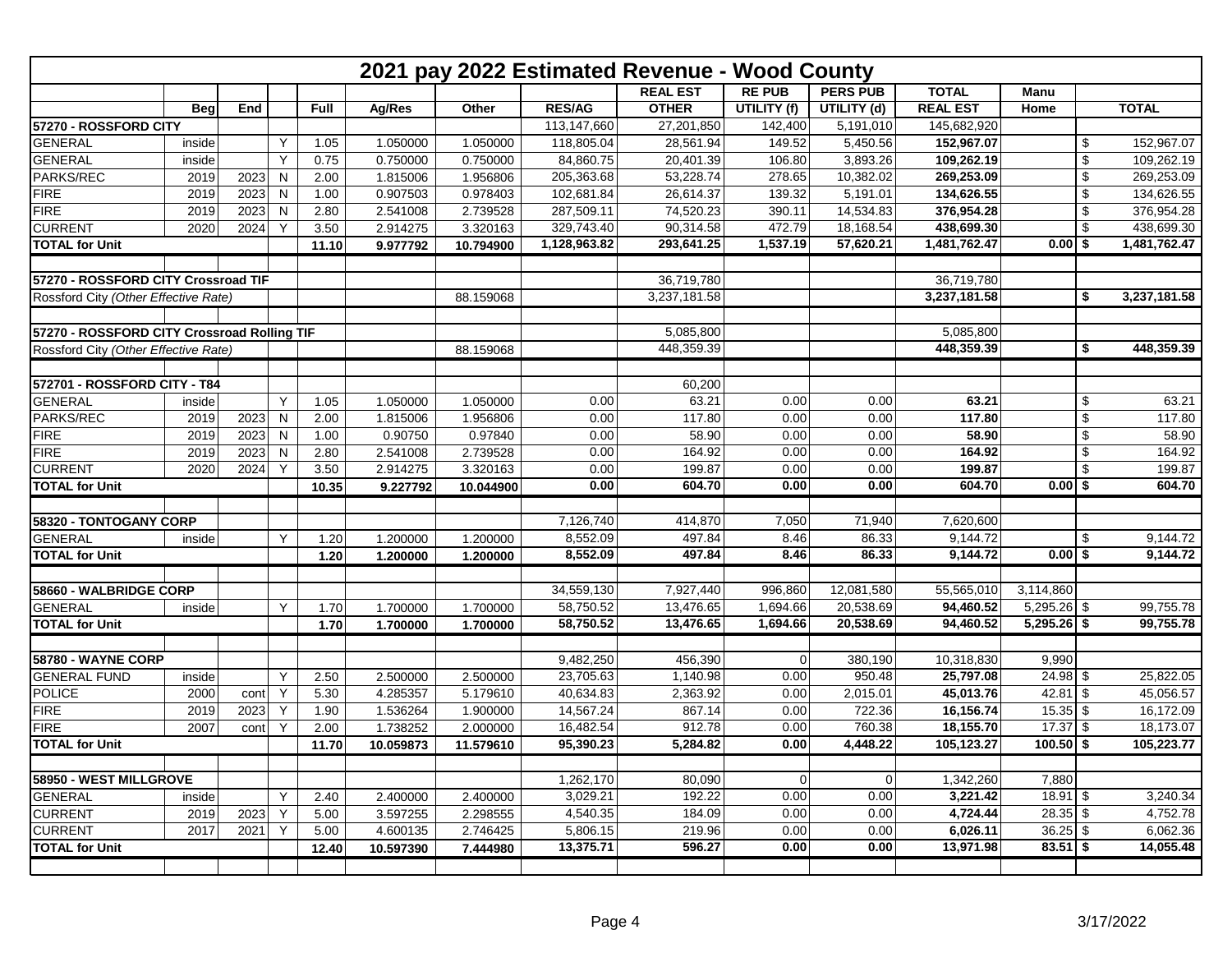# 2021 pay 2022 Estimated Revenue - Wood County

| | Beg | End | | Full | Ag/Res | Other | RES/AG | REAL EST OTHER | RE PUB UTILITY (f) | PERS PUB UTILITY (d) | TOTAL REAL EST | Manu Home | TOTAL |
|---|---|---|---|---|---|---|---|---|---|---|---|---|---|
| **57270 - ROSSFORD CITY** | | | | | | | 113,147,660 | 27,201,850 | 142,400 | 5,191,010 | 145,682,920 | | |
| GENERAL | inside | | Y | 1.05 | 1.050000 | 1.050000 | 118,805.04 | 28,561.94 | 149.52 | 5,450.56 | **152,967.07** | | $ 152,967.07 |
| GENERAL | inside | | Y | 0.75 | 0.750000 | 0.750000 | 84,860.75 | 20,401.39 | 106.80 | 3,893.26 | **109,262.19** | | $ 109,262.19 |
| PARKS/REC | 2019 | 2023 | N | 2.00 | 1.815006 | 1.956806 | 205,363.68 | 53,228.74 | 278.65 | 10,382.02 | **269,253.09** | | $ 269,253.09 |
| FIRE | 2019 | 2023 | N | 1.00 | 0.907503 | 0.978403 | 102,681.84 | 26,614.37 | 139.32 | 5,191.01 | **134,626.55** | | $ 134,626.55 |
| FIRE | 2019 | 2023 | N | 2.80 | 2.541008 | 2.739528 | 287,509.11 | 74,520.23 | 390.11 | 14,534.83 | **376,954.28** | | $ 376,954.28 |
| CURRENT | 2020 | 2024 | Y | 3.50 | 2.914275 | 3.320163 | 329,743.40 | 90,314.58 | 472.79 | 18,168.54 | **438,699.30** | | $ 438,699.30 |
| **TOTAL for Unit** | | | | **11.10** | **9.977792** | **10.794900** | **1,128,963.82** | **293,641.25** | **1,537.19** | **57,620.21** | **1,481,762.47** | **0.00** | **$ 1,481,762.47** |
| | | | | | | | | | | | | | |
| **57270 - ROSSFORD CITY Crossroad TIF** | | | | | | | | 36,719,780 | | | 36,719,780 | | |
| Rossford City *(Other Effective Rate)* | | | | | | 88.159068 | | 3,237,181.58 | | | **3,237,181.58** | | **$ 3,237,181.58** |
| | | | | | | | | | | | | | |
| **57270 - ROSSFORD CITY Crossroad Rolling TIF** | | | | | | | | 5,085,800 | | | 5,085,800 | | |
| Rossford City *(Other Effective Rate)* | | | | | | 88.159068 | | 448,359.39 | | | **448,359.39** | | **$ 448,359.39** |
| | | | | | | | | | | | | | |
| **572701 - ROSSFORD CITY - T84** | | | | | | | | 60,200 | | | | | |
| GENERAL | inside | | Y | 1.05 | 1.050000 | 1.050000 | 0.00 | 63.21 | 0.00 | 0.00 | **63.21** | | $ 63.21 |
| PARKS/REC | 2019 | 2023 | N | 2.00 | 1.815006 | 1.956806 | 0.00 | 117.80 | 0.00 | 0.00 | **117.80** | | $ 117.80 |
| FIRE | 2019 | 2023 | N | 1.00 | 0.90750 | 0.97840 | 0.00 | 58.90 | 0.00 | 0.00 | **58.90** | | $ 58.90 |
| FIRE | 2019 | 2023 | N | 2.80 | 2.541008 | 2.739528 | 0.00 | 164.92 | 0.00 | 0.00 | **164.92** | | $ 164.92 |
| CURRENT | 2020 | 2024 | Y | 3.50 | 2.914275 | 3.320163 | 0.00 | 199.87 | 0.00 | 0.00 | **199.87** | | $ 199.87 |
| **TOTAL for Unit** | | | | **10.35** | **9.227792** | **10.044900** | **0.00** | **604.70** | **0.00** | **0.00** | **604.70** | **0.00** | **$ 604.70** |
| | | | | | | | | | | | | | |
| **58320 - TONTOGANY CORP** | | | | | | | 7,126,740 | 414,870 | 7,050 | 71,940 | 7,620,600 | | |
| GENERAL | inside | | Y | 1.20 | 1.200000 | 1.200000 | 8,552.09 | 497.84 | 8.46 | 86.33 | 9,144.72 | | $ 9,144.72 |
| **TOTAL for Unit** | | | | **1.20** | **1.200000** | **1.200000** | **8,552.09** | **497.84** | **8.46** | **86.33** | **9,144.72** | **0.00** | **$ 9,144.72** |
| | | | | | | | | | | | | | |
| **58660 - WALBRIDGE CORP** | | | | | | | 34,559,130 | 7,927,440 | 996,860 | 12,081,580 | 55,565,010 | 3,114,860 | |
| GENERAL | inside | | Y | 1.70 | 1.700000 | 1.700000 | 58,750.52 | 13,476.65 | 1,694.66 | 20,538.69 | **94,460.52** | 5,295.26 | $ 99,755.78 |
| **TOTAL for Unit** | | | | **1.70** | **1.700000** | **1.700000** | **58,750.52** | **13,476.65** | **1,694.66** | **20,538.69** | **94,460.52** | **5,295.26** | **$ 99,755.78** |
| | | | | | | | | | | | | | |
| **58780 - WAYNE CORP** | | | | | | | 9,482,250 | 456,390 | 0 | 380,190 | 10,318,830 | 9,990 | |
| GENERAL FUND | inside | | Y | 2.50 | 2.500000 | 2.500000 | 23,705.63 | 1,140.98 | 0.00 | 950.48 | **25,797.08** | 24.98 | $ 25,822.05 |
| POLICE | 2000 | cont | Y | 5.30 | 4.285357 | 5.179610 | 40,634.83 | 2,363.92 | 0.00 | 2,015.01 | **45,013.76** | 42.81 | $ 45,056.57 |
| FIRE | 2019 | 2023 | Y | 1.90 | 1.536264 | 1.900000 | 14,567.24 | 867.14 | 0.00 | 722.36 | **16,156.74** | 15.35 | $ 16,172.09 |
| FIRE | 2007 | cont | Y | 2.00 | 1.738252 | 2.000000 | 16,482.54 | 912.78 | 0.00 | 760.38 | **18,155.70** | 17.37 | $ 18,173.07 |
| **TOTAL for Unit** | | | | **11.70** | **10.059873** | **11.579610** | **95,390.23** | **5,284.82** | **0.00** | **4,448.22** | **105,123.27** | **100.50** | **$ 105,223.77** |
| | | | | | | | | | | | | | |
| **58950 - WEST MILLGROVE** | | | | | | | 1,262,170 | 80,090 | 0 | 0 | 1,342,260 | 7,880 | |
| GENERAL | inside | | Y | 2.40 | 2.400000 | 2.400000 | 3,029.21 | 192.22 | 0.00 | 0.00 | **3,221.42** | 18.91 | $ 3,240.34 |
| CURRENT | 2019 | 2023 | Y | 5.00 | 3.597255 | 2.298555 | 4,540.35 | 184.09 | 0.00 | 0.00 | **4,724.44** | 28.35 | $ 4,752.78 |
| CURRENT | 2017 | 2021 | Y | 5.00 | 4.600135 | 2.746425 | 5,806.15 | 219.96 | 0.00 | 0.00 | **6,026.11** | 36.25 | $ 6,062.36 |
| **TOTAL for Unit** | | | | **12.40** | **10.597390** | **7.444980** | **13,375.71** | **596.27** | **0.00** | **0.00** | **13,971.98** | **83.51** | **$ 14,055.48** |

3/17/2022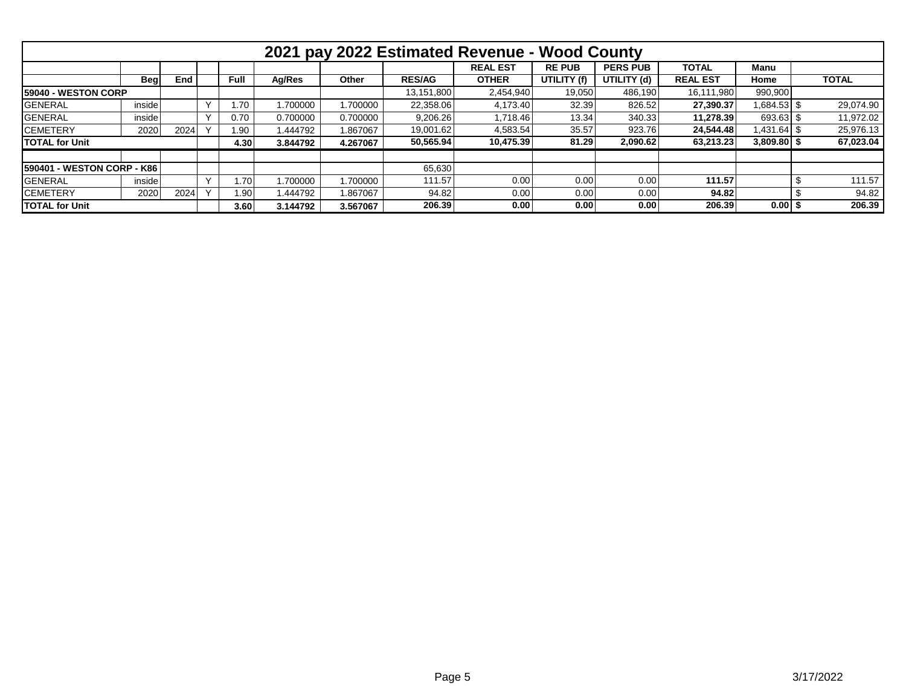# 2021 pay 2022 Estimated Revenue - Wood County

| | | | | | | | | REAL EST | RE PUB | PERS PUB | TOTAL | Manu | |
|---|---|---|---|---|---|---|---|---|---|---|---|---|---|
| | Beg | End | | Full | Ag/Res | Other | RES/AG | OTHER | UTILITY (f) | UTILITY (d) | REAL EST | Home | TOTAL |
| **59040 - WESTON CORP** | | | | | | | 13,151,800 | 2,454,940 | 19,050 | 486,190 | 16,111,980 | 990,900 | |
| GENERAL | inside | | Y | 1.70 | 1.700000 | 1.700000 | 22,358.06 | 4,173.40 | 32.39 | 826.52 | **27,390.37** | 1,684.53 | $ 29,074.90 |
| GENERAL | inside | | Y | 0.70 | 0.700000 | 0.700000 | 9,206.26 | 1,718.46 | 13.34 | 340.33 | **11,278.39** | 693.63 | $ 11,972.02 |
| CEMETERY | 2020 | 2024 | Y | 1.90 | 1.444792 | 1.867067 | 19,001.62 | 4,583.54 | 35.57 | 923.76 | **24,544.48** | 1,431.64 | $ 25,976.13 |
| **TOTAL for Unit** | | | | **4.30** | **3.844792** | **4.267067** | **50,565.94** | **10,475.39** | **81.29** | **2,090.62** | **63,213.23** | **3,809.80** | **$ 67,023.04** |
| | | | | | | | | | | | | | |
| **590401 - WESTON CORP - K86** | | | | | | | 65,630 | | | | | | |
| GENERAL | inside | | Y | 1.70 | 1.700000 | 1.700000 | 111.57 | 0.00 | 0.00 | 0.00 | **111.57** | | $ 111.57 |
| CEMETERY | 2020 | 2024 | Y | 1.90 | 1.444792 | 1.867067 | 94.82 | 0.00 | 0.00 | 0.00 | **94.82** | | $ 94.82 |
| **TOTAL for Unit** | | | | **3.60** | **3.144792** | **3.567067** | **206.39** | **0.00** | **0.00** | **0.00** | **206.39** | **0.00** | **$ 206.39** |

3/17/2022